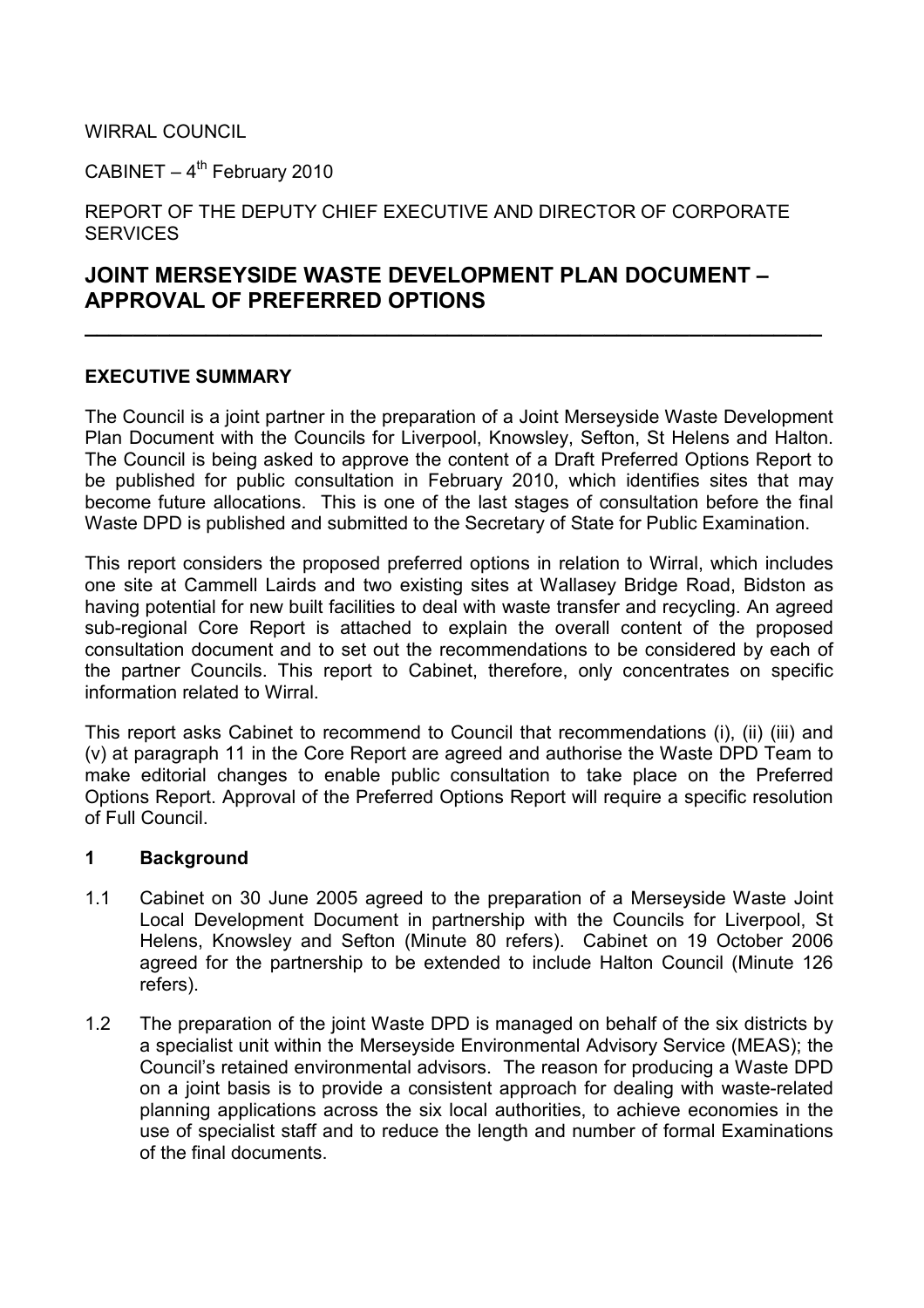WIRRAL COUNCIL

CABINET – 4th February 2010

REPORT OF THE DEPUTY CHIEF EXECUTIVE AND DIRECTOR OF CORPORATE SERVICES

# JOINT MERSEYSIDE WASTE DEVELOPMENT PLAN DOCUMENT – APPROVAL OF PREFERRED OPTIONS

## EXECUTIVE SUMMARY

The Council is a joint partner in the preparation of a Joint Merseyside Waste Development Plan Document with the Councils for Liverpool, Knowsley, Sefton, St Helens and Halton. The Council is being asked to approve the content of a Draft Preferred Options Report to be published for public consultation in February 2010, which identifies sites that may become future allocations. This is one of the last stages of consultation before the final Waste DPD is published and submitted to the Secretary of State for Public Examination.

This report considers the proposed preferred options in relation to Wirral, which includes one site at Cammell Lairds and two existing sites at Wallasey Bridge Road, Bidston as having potential for new built facilities to deal with waste transfer and recycling. An agreed sub-regional Core Report is attached to explain the overall content of the proposed consultation document and to set out the recommendations to be considered by each of the partner Councils. This report to Cabinet, therefore, only concentrates on specific information related to Wirral.

This report asks Cabinet to recommend to Council that recommendations (i), (ii) (iii) and (v) at paragraph 11 in the Core Report are agreed and authorise the Waste DPD Team to make editorial changes to enable public consultation to take place on the Preferred Options Report. Approval of the Preferred Options Report will require a specific resolution of Full Council.

## 1 Background

1.1 Cabinet on 30 June 2005 agreed to the preparation of a Merseyside Waste Joint Local Development Document in partnership with the Councils for Liverpool, St Helens, Knowsley and Sefton (Minute 80 refers). Cabinet on 19 October 2006 agreed for the partnership to be extended to include Halton Council (Minute 126 refers).

1.2 The preparation of the joint Waste DPD is managed on behalf of the six districts by a specialist unit within the Merseyside Environmental Advisory Service (MEAS); the Council's retained environmental advisors. The reason for producing a Waste DPD on a joint basis is to provide a consistent approach for dealing with waste-related planning applications across the six local authorities, to achieve economies in the use of specialist staff and to reduce the length and number of formal Examinations of the final documents.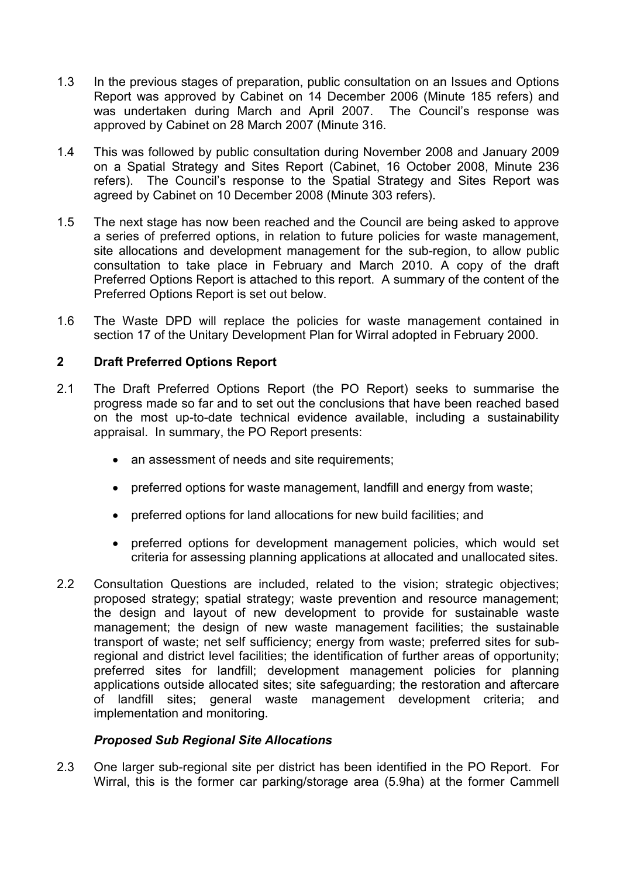1.3 In the previous stages of preparation, public consultation on an Issues and Options Report was approved by Cabinet on 14 December 2006 (Minute 185 refers) and was undertaken during March and April 2007. The Council's response was approved by Cabinet on 28 March 2007 (Minute 316.

1.4 This was followed by public consultation during November 2008 and January 2009 on a Spatial Strategy and Sites Report (Cabinet, 16 October 2008, Minute 236 refers). The Council's response to the Spatial Strategy and Sites Report was agreed by Cabinet on 10 December 2008 (Minute 303 refers).

1.5 The next stage has now been reached and the Council are being asked to approve a series of preferred options, in relation to future policies for waste management, site allocations and development management for the sub-region, to allow public consultation to take place in February and March 2010. A copy of the draft Preferred Options Report is attached to this report. A summary of the content of the Preferred Options Report is set out below.

1.6 The Waste DPD will replace the policies for waste management contained in section 17 of the Unitary Development Plan for Wirral adopted in February 2000.

## 2 Draft Preferred Options Report

2.1 The Draft Preferred Options Report (the PO Report) seeks to summarise the progress made so far and to set out the conclusions that have been reached based on the most up-to-date technical evidence available, including a sustainability appraisal. In summary, the PO Report presents:

- an assessment of needs and site requirements;
- preferred options for waste management, landfill and energy from waste;
- preferred options for land allocations for new build facilities; and
- preferred options for development management policies, which would set criteria for assessing planning applications at allocated and unallocated sites.

2.2 Consultation Questions are included, related to the vision; strategic objectives; proposed strategy; spatial strategy; waste prevention and resource management; the design and layout of new development to provide for sustainable waste management; the design of new waste management facilities; the sustainable transport of waste; net self sufficiency; energy from waste; preferred sites for sub-regional and district level facilities; the identification of further areas of opportunity; preferred sites for landfill; development management policies for planning applications outside allocated sites; site safeguarding; the restoration and aftercare of landfill sites; general waste management development criteria; and implementation and monitoring.

### *Proposed Sub Regional Site Allocations*

2.3 One larger sub-regional site per district has been identified in the PO Report. For Wirral, this is the former car parking/storage area (5.9ha) at the former Cammell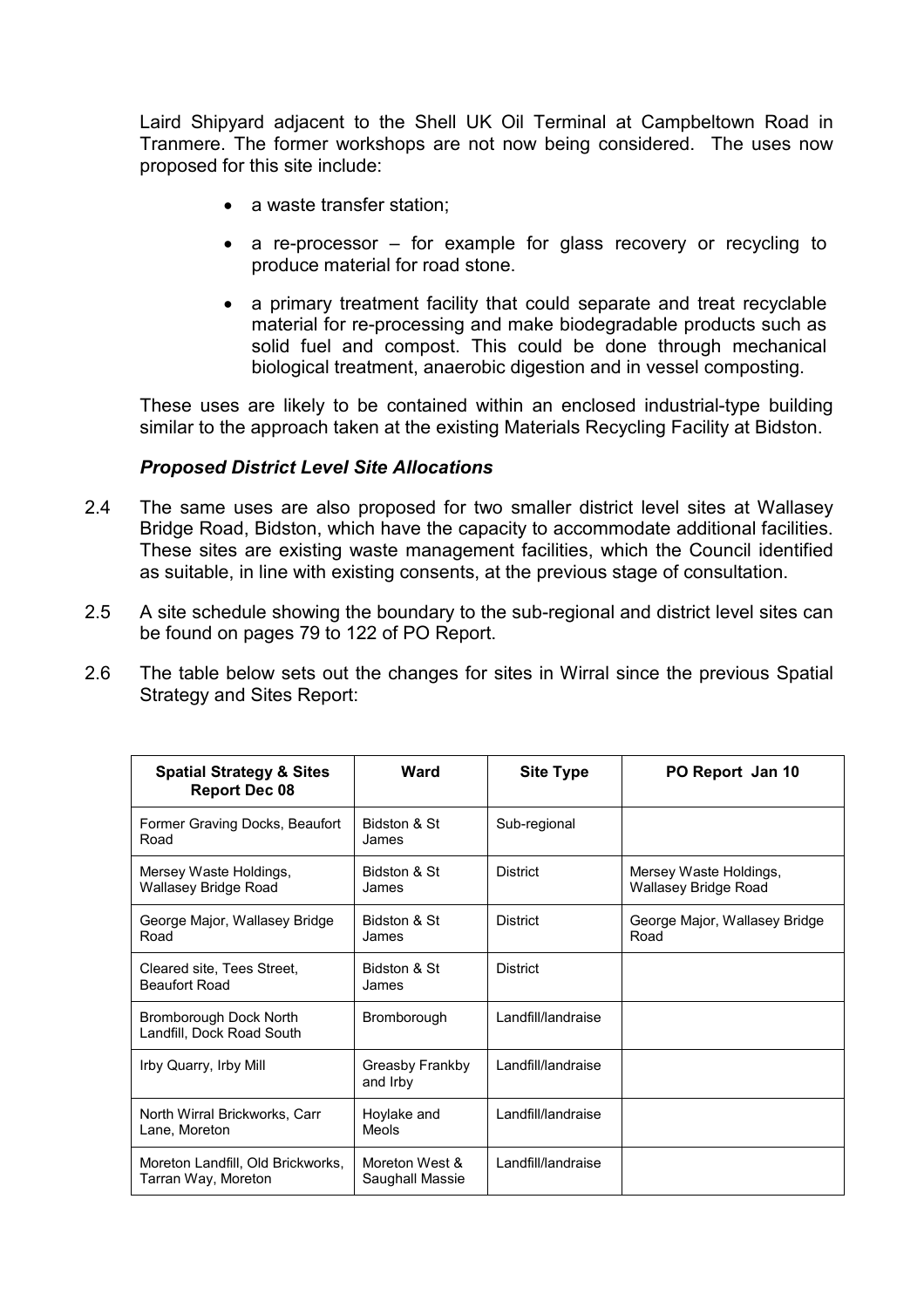Laird Shipyard adjacent to the Shell UK Oil Terminal at Campbeltown Road in Tranmere. The former workshops are not now being considered. The uses now proposed for this site include:

- a waste transfer station;
- a re-processor – for example for glass recovery or recycling to produce material for road stone.
- a primary treatment facility that could separate and treat recyclable material for re-processing and make biodegradable products such as solid fuel and compost. This could be done through mechanical biological treatment, anaerobic digestion and in vessel composting.

These uses are likely to be contained within an enclosed industrial-type building similar to the approach taken at the existing Materials Recycling Facility at Bidston.

***Proposed District Level Site Allocations***

2.4 The same uses are also proposed for two smaller district level sites at Wallasey Bridge Road, Bidston, which have the capacity to accommodate additional facilities. These sites are existing waste management facilities, which the Council identified as suitable, in line with existing consents, at the previous stage of consultation.

2.5 A site schedule showing the boundary to the sub-regional and district level sites can be found on pages 79 to 122 of PO Report.

2.6 The table below sets out the changes for sites in Wirral since the previous Spatial Strategy and Sites Report:

| Spatial Strategy & Sites Report Dec 08 | Ward | Site Type | PO Report Jan 10 |
|---|---|---|---|
| Former Graving Docks, Beaufort Road | Bidston & St James | Sub-regional | |
| Mersey Waste Holdings, Wallasey Bridge Road | Bidston & St James | District | Mersey Waste Holdings, Wallasey Bridge Road |
| George Major, Wallasey Bridge Road | Bidston & St James | District | George Major, Wallasey Bridge Road |
| Cleared site, Tees Street, Beaufort Road | Bidston & St James | District | |
| Bromborough Dock North Landfill, Dock Road South | Bromborough | Landfill/landraise | |
| Irby Quarry, Irby Mill | Greasby Frankby and Irby | Landfill/landraise | |
| North Wirral Brickworks, Carr Lane, Moreton | Hoylake and Meols | Landfill/landraise | |
| Moreton Landfill, Old Brickworks, Tarran Way, Moreton | Moreton West & Saughall Massie | Landfill/landraise | |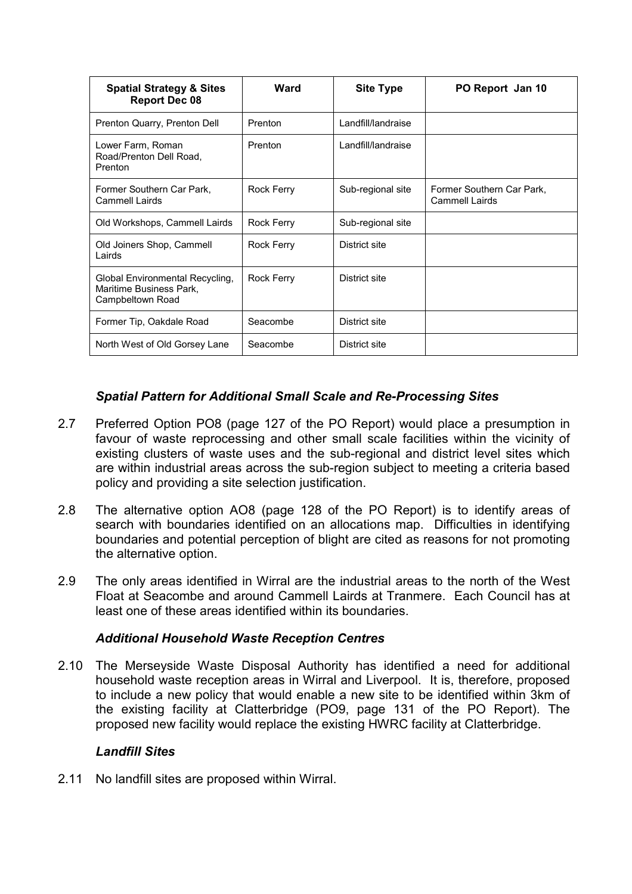| Spatial Strategy & Sites Report Dec 08 | Ward | Site Type | PO Report Jan 10 |
|---|---|---|---|
| Prenton Quarry, Prenton Dell | Prenton | Landfill/landraise | |
| Lower Farm, Roman Road/Prenton Dell Road, Prenton | Prenton | Landfill/landraise | |
| Former Southern Car Park, Cammell Lairds | Rock Ferry | Sub-regional site | Former Southern Car Park, Cammell Lairds |
| Old Workshops, Cammell Lairds | Rock Ferry | Sub-regional site | |
| Old Joiners Shop, Cammell Lairds | Rock Ferry | District site | |
| Global Environmental Recycling, Maritime Business Park, Campbeltown Road | Rock Ferry | District site | |
| Former Tip, Oakdale Road | Seacombe | District site | |
| North West of Old Gorsey Lane | Seacombe | District site | |

### *Spatial Pattern for Additional Small Scale and Re-Processing Sites*

2.7 Preferred Option PO8 (page 127 of the PO Report) would place a presumption in favour of waste reprocessing and other small scale facilities within the vicinity of existing clusters of waste uses and the sub-regional and district level sites which are within industrial areas across the sub-region subject to meeting a criteria based policy and providing a site selection justification.

2.8 The alternative option AO8 (page 128 of the PO Report) is to identify areas of search with boundaries identified on an allocations map. Difficulties in identifying boundaries and potential perception of blight are cited as reasons for not promoting the alternative option.

2.9 The only areas identified in Wirral are the industrial areas to the north of the West Float at Seacombe and around Cammell Lairds at Tranmere. Each Council has at least one of these areas identified within its boundaries.

### *Additional Household Waste Reception Centres*

2.10 The Merseyside Waste Disposal Authority has identified a need for additional household waste reception areas in Wirral and Liverpool. It is, therefore, proposed to include a new policy that would enable a new site to be identified within 3km of the existing facility at Clatterbridge (PO9, page 131 of the PO Report). The proposed new facility would replace the existing HWRC facility at Clatterbridge.

### *Landfill Sites*

2.11 No landfill sites are proposed within Wirral.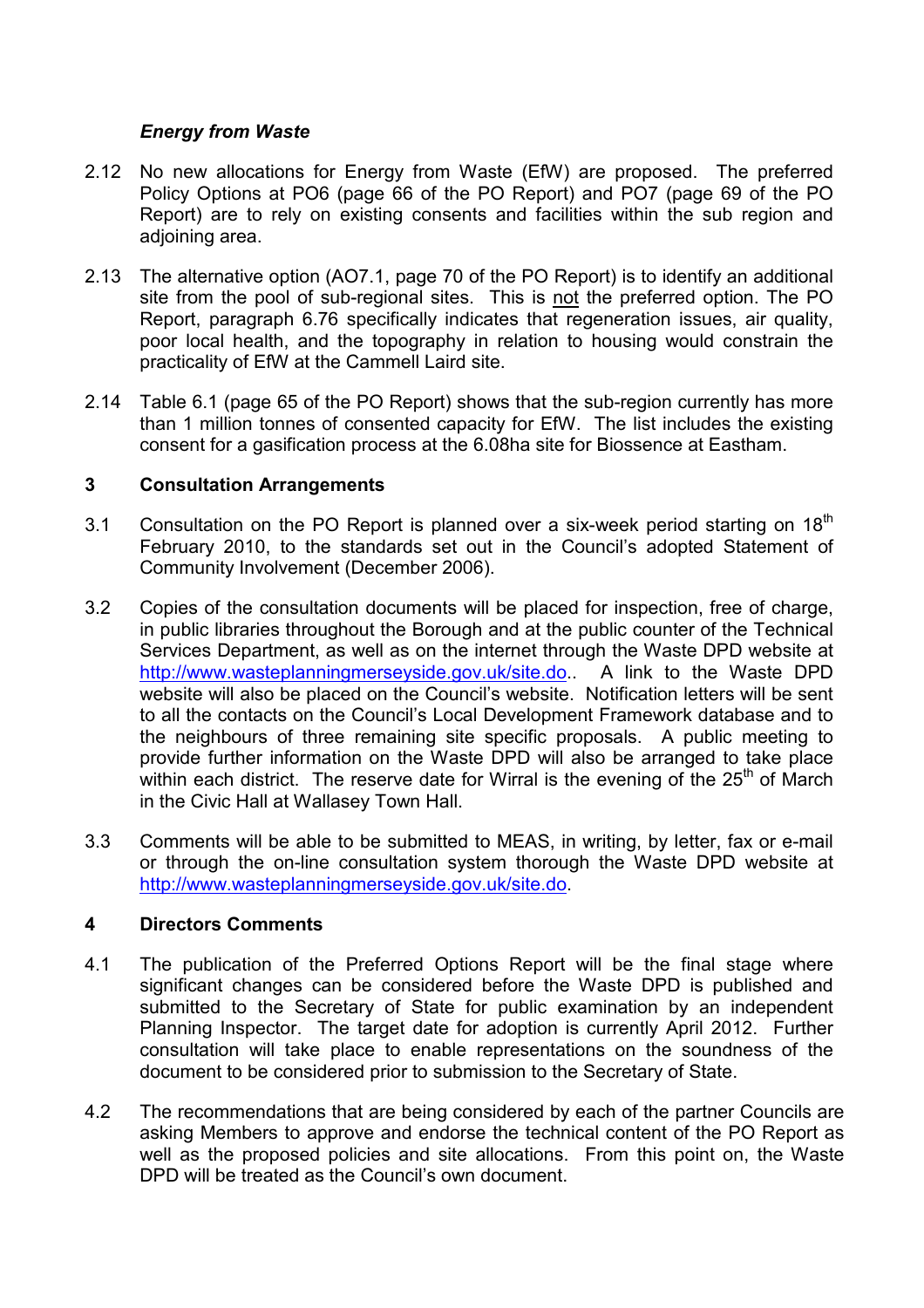### *Energy from Waste*

2.12 No new allocations for Energy from Waste (EfW) are proposed. The preferred Policy Options at PO6 (page 66 of the PO Report) and PO7 (page 69 of the PO Report) are to rely on existing consents and facilities within the sub region and adjoining area.

2.13 The alternative option (AO7.1, page 70 of the PO Report) is to identify an additional site from the pool of sub-regional sites. This is not the preferred option. The PO Report, paragraph 6.76 specifically indicates that regeneration issues, air quality, poor local health, and the topography in relation to housing would constrain the practicality of EfW at the Cammell Laird site.

2.14 Table 6.1 (page 65 of the PO Report) shows that the sub-region currently has more than 1 million tonnes of consented capacity for EfW. The list includes the existing consent for a gasification process at the 6.08ha site for Biossence at Eastham.

## 3 Consultation Arrangements

3.1 Consultation on the PO Report is planned over a six-week period starting on 18th February 2010, to the standards set out in the Council's adopted Statement of Community Involvement (December 2006).

3.2 Copies of the consultation documents will be placed for inspection, free of charge, in public libraries throughout the Borough and at the public counter of the Technical Services Department, as well as on the internet through the Waste DPD website at http://www.wasteplanningmerseyside.gov.uk/site.do.. A link to the Waste DPD website will also be placed on the Council's website. Notification letters will be sent to all the contacts on the Council's Local Development Framework database and to the neighbours of three remaining site specific proposals. A public meeting to provide further information on the Waste DPD will also be arranged to take place within each district. The reserve date for Wirral is the evening of the 25th of March in the Civic Hall at Wallasey Town Hall.

3.3 Comments will be able to be submitted to MEAS, in writing, by letter, fax or e-mail or through the on-line consultation system thorough the Waste DPD website at http://www.wasteplanningmerseyside.gov.uk/site.do.

## 4 Directors Comments

4.1 The publication of the Preferred Options Report will be the final stage where significant changes can be considered before the Waste DPD is published and submitted to the Secretary of State for public examination by an independent Planning Inspector. The target date for adoption is currently April 2012. Further consultation will take place to enable representations on the soundness of the document to be considered prior to submission to the Secretary of State.

4.2 The recommendations that are being considered by each of the partner Councils are asking Members to approve and endorse the technical content of the PO Report as well as the proposed policies and site allocations. From this point on, the Waste DPD will be treated as the Council's own document.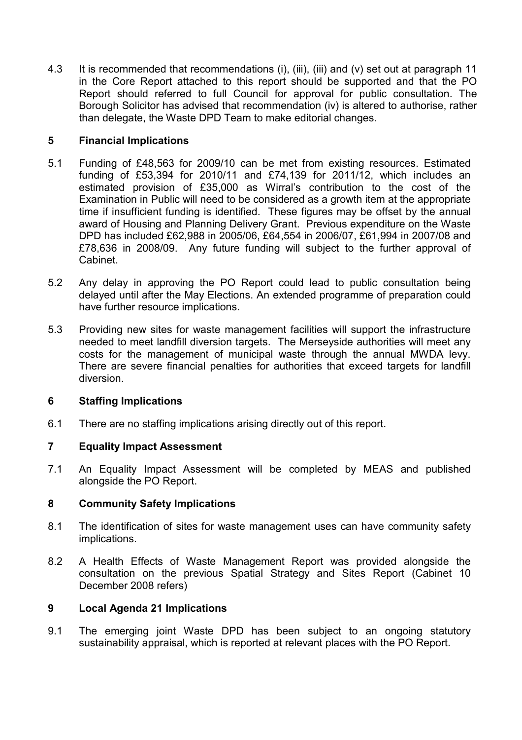4.3 It is recommended that recommendations (i), (iii), (iii) and (v) set out at paragraph 11 in the Core Report attached to this report should be supported and that the PO Report should referred to full Council for approval for public consultation. The Borough Solicitor has advised that recommendation (iv) is altered to authorise, rather than delegate, the Waste DPD Team to make editorial changes.

## 5 Financial Implications

5.1 Funding of £48,563 for 2009/10 can be met from existing resources. Estimated funding of £53,394 for 2010/11 and £74,139 for 2011/12, which includes an estimated provision of £35,000 as Wirral's contribution to the cost of the Examination in Public will need to be considered as a growth item at the appropriate time if insufficient funding is identified. These figures may be offset by the annual award of Housing and Planning Delivery Grant. Previous expenditure on the Waste DPD has included £62,988 in 2005/06, £64,554 in 2006/07, £61,994 in 2007/08 and £78,636 in 2008/09. Any future funding will subject to the further approval of Cabinet.

5.2 Any delay in approving the PO Report could lead to public consultation being delayed until after the May Elections. An extended programme of preparation could have further resource implications.

5.3 Providing new sites for waste management facilities will support the infrastructure needed to meet landfill diversion targets. The Merseyside authorities will meet any costs for the management of municipal waste through the annual MWDA levy. There are severe financial penalties for authorities that exceed targets for landfill diversion.

## 6 Staffing Implications

6.1 There are no staffing implications arising directly out of this report.

## 7 Equality Impact Assessment

7.1 An Equality Impact Assessment will be completed by MEAS and published alongside the PO Report.

## 8 Community Safety Implications

8.1 The identification of sites for waste management uses can have community safety implications.

8.2 A Health Effects of Waste Management Report was provided alongside the consultation on the previous Spatial Strategy and Sites Report (Cabinet 10 December 2008 refers)

## 9 Local Agenda 21 Implications

9.1 The emerging joint Waste DPD has been subject to an ongoing statutory sustainability appraisal, which is reported at relevant places with the PO Report.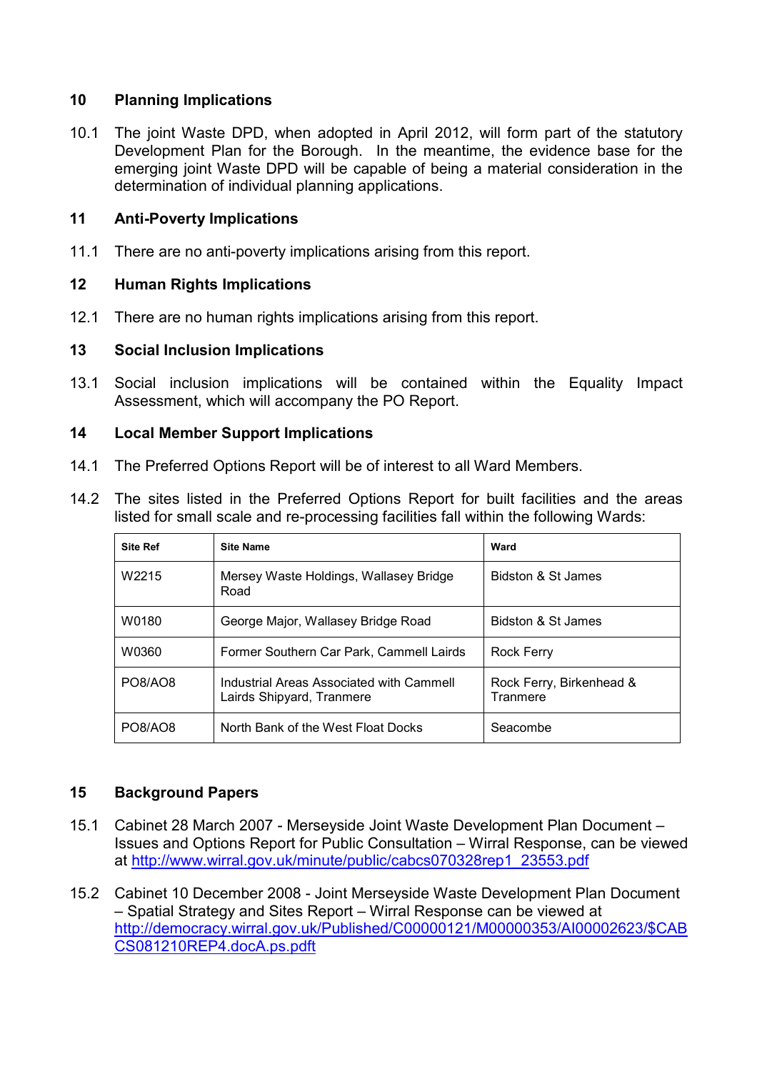## 10 Planning Implications

10.1 The joint Waste DPD, when adopted in April 2012, will form part of the statutory Development Plan for the Borough. In the meantime, the evidence base for the emerging joint Waste DPD will be capable of being a material consideration in the determination of individual planning applications.

## 11 Anti-Poverty Implications

11.1 There are no anti-poverty implications arising from this report.

## 12 Human Rights Implications

12.1 There are no human rights implications arising from this report.

## 13 Social Inclusion Implications

13.1 Social inclusion implications will be contained within the Equality Impact Assessment, which will accompany the PO Report.

## 14 Local Member Support Implications

14.1 The Preferred Options Report will be of interest to all Ward Members.

14.2 The sites listed in the Preferred Options Report for built facilities and the areas listed for small scale and re-processing facilities fall within the following Wards:

| Site Ref | Site Name | Ward |
|---|---|---|
| W2215 | Mersey Waste Holdings, Wallasey Bridge Road | Bidston & St James |
| W0180 | George Major, Wallasey Bridge Road | Bidston & St James |
| W0360 | Former Southern Car Park, Cammell Lairds | Rock Ferry |
| PO8/AO8 | Industrial Areas Associated with Cammell Lairds Shipyard, Tranmere | Rock Ferry, Birkenhead & Tranmere |
| PO8/AO8 | North Bank of the West Float Docks | Seacombe |

## 15 Background Papers

15.1 Cabinet 28 March 2007 - Merseyside Joint Waste Development Plan Document – Issues and Options Report for Public Consultation – Wirral Response, can be viewed at http://www.wirral.gov.uk/minute/public/cabcs070328rep1_23553.pdf

15.2 Cabinet 10 December 2008 - Joint Merseyside Waste Development Plan Document – Spatial Strategy and Sites Report – Wirral Response can be viewed at http://democracy.wirral.gov.uk/Published/C00000121/M00000353/AI00002623/$CABCS081210REP4.docA.ps.pdft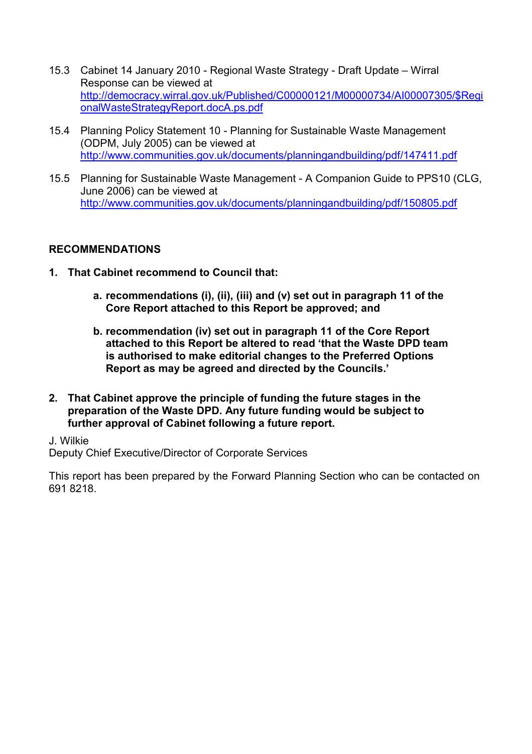15.3 Cabinet 14 January 2010 - Regional Waste Strategy - Draft Update – Wirral Response can be viewed at http://democracy.wirral.gov.uk/Published/C00000121/M00000734/AI00007305/$RegionalWasteStrategyReport.docA.ps.pdf

15.4 Planning Policy Statement 10 - Planning for Sustainable Waste Management (ODPM, July 2005) can be viewed at http://www.communities.gov.uk/documents/planningandbuilding/pdf/147411.pdf

15.5 Planning for Sustainable Waste Management - A Companion Guide to PPS10 (CLG, June 2006) can be viewed at http://www.communities.gov.uk/documents/planningandbuilding/pdf/150805.pdf

**RECOMMENDATIONS**

1. **That Cabinet recommend to Council that:**

    a. **recommendations (i), (ii), (iii) and (v) set out in paragraph 11 of the Core Report attached to this Report be approved; and**

    b. **recommendation (iv) set out in paragraph 11 of the Core Report attached to this Report be altered to read 'that the Waste DPD team is authorised to make editorial changes to the Preferred Options Report as may be agreed and directed by the Councils.'**

2. **That Cabinet approve the principle of funding the future stages in the preparation of the Waste DPD. Any future funding would be subject to further approval of Cabinet following a future report.**

J. Wilkie
Deputy Chief Executive/Director of Corporate Services

This report has been prepared by the Forward Planning Section who can be contacted on 691 8218.